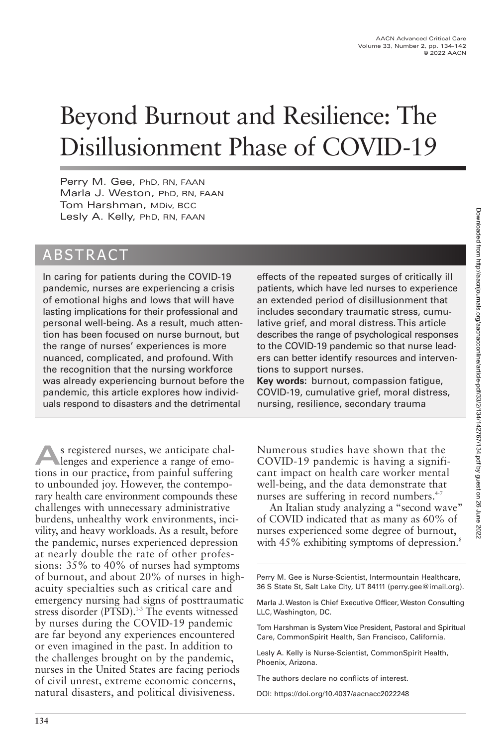# Beyond Burnout and Resilience: The Disillusionment Phase of COVID-19

Perry M. Gee, PhD, RN, FAAN
Marla J. Weston, PhD, RN, FAAN
Tom Harshman, MDiv, BCC
Lesly A. Kelly, PhD, RN, FAAN

## ABSTRACT

In caring for patients during the COVID-19 pandemic, nurses are experiencing a crisis of emotional highs and lows that will have lasting implications for their professional and personal well-being. As a result, much attention has been focused on nurse burnout, but the range of nurses' experiences is more nuanced, complicated, and profound. With the recognition that the nursing workforce was already experiencing burnout before the pandemic, this article explores how individuals respond to disasters and the detrimental effects of the repeated surges of critically ill patients, which have led nurses to experience an extended period of disillusionment that includes secondary traumatic stress, cumulative grief, and moral distress. This article describes the range of psychological responses to the COVID-19 pandemic so that nurse leaders can better identify resources and interventions to support nurses.

**Key words:** burnout, compassion fatigue, COVID-19, cumulative grief, moral distress, nursing, resilience, secondary trauma

As registered nurses, we anticipate challenges and experience a range of emotions in our practice, from painful suffering to unbounded joy. However, the contemporary health care environment compounds these challenges with unnecessary administrative burdens, unhealthy work environments, incivility, and heavy workloads. As a result, before the pandemic, nurses experienced depression at nearly double the rate of other professions: 35% to 40% of nurses had symptoms of burnout, and about 20% of nurses in high-acuity specialties such as critical care and emergency nursing had signs of posttraumatic stress disorder (PTSD).[1-3] The events witnessed by nurses during the COVID-19 pandemic are far beyond any experiences encountered or even imagined in the past. In addition to the challenges brought on by the pandemic, nurses in the United States are facing periods of civil unrest, extreme economic concerns, natural disasters, and political divisiveness. Numerous studies have shown that the COVID-19 pandemic is having a significant impact on health care worker mental well-being, and the data demonstrate that nurses are suffering in record numbers.[4-7]

An Italian study analyzing a "second wave" of COVID indicated that as many as 60% of nurses experienced some degree of burnout, with 45% exhibiting symptoms of depression.[8]

---

Perry M. Gee is Nurse-Scientist, Intermountain Healthcare, 36 S State St, Salt Lake City, UT 84111 (perry.gee@imail.org).

Marla J. Weston is Chief Executive Officer, Weston Consulting LLC, Washington, DC.

Tom Harshman is System Vice President, Pastoral and Spiritual Care, CommonSpirit Health, San Francisco, California.

Lesly A. Kelly is Nurse-Scientist, CommonSpirit Health, Phoenix, Arizona.

The authors declare no conflicts of interest.

DOI: https://doi.org/10.4037/aacnacc2022248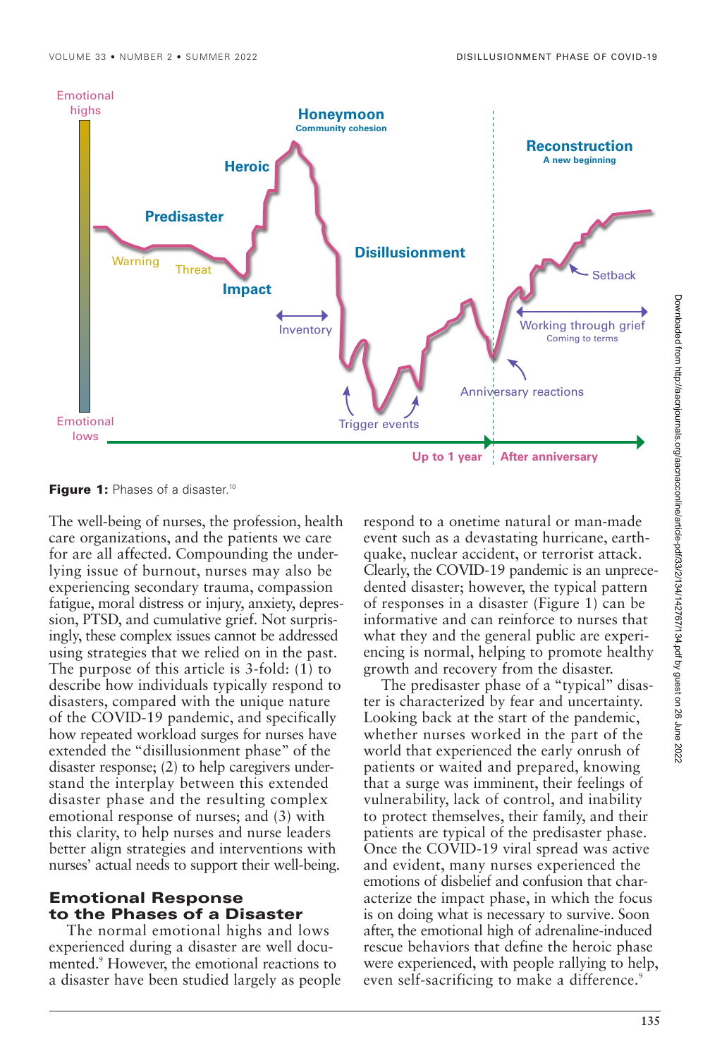**Figure 1:** Phases of a disaster.[10]

The well-being of nurses, the profession, health care organizations, and the patients we care for are all affected. Compounding the underlying issue of burnout, nurses may also be experiencing secondary trauma, compassion fatigue, moral distress or injury, anxiety, depression, PTSD, and cumulative grief. Not surprisingly, these complex issues cannot be addressed using strategies that we relied on in the past. The purpose of this article is 3-fold: (1) to describe how individuals typically respond to disasters, compared with the unique nature of the COVID-19 pandemic, and specifically how repeated workload surges for nurses have extended the "disillusionment phase" of the disaster response; (2) to help caregivers understand the interplay between this extended disaster phase and the resulting complex emotional response of nurses; and (3) with this clarity, to help nurses and nurse leaders better align strategies and interventions with nurses' actual needs to support their well-being.

## Emotional Response to the Phases of a Disaster

The normal emotional highs and lows experienced during a disaster are well documented.[9] However, the emotional reactions to a disaster have been studied largely as people respond to a onetime natural or man-made event such as a devastating hurricane, earthquake, nuclear accident, or terrorist attack. Clearly, the COVID-19 pandemic is an unprecedented disaster; however, the typical pattern of responses in a disaster (Figure 1) can be informative and can reinforce to nurses that what they and the general public are experiencing is normal, helping to promote healthy growth and recovery from the disaster.

The predisaster phase of a "typical" disaster is characterized by fear and uncertainty. Looking back at the start of the pandemic, whether nurses worked in the part of the world that experienced the early onrush of patients or waited and prepared, knowing that a surge was imminent, their feelings of vulnerability, lack of control, and inability to protect themselves, their family, and their patients are typical of the predisaster phase. Once the COVID-19 viral spread was active and evident, many nurses experienced the emotions of disbelief and confusion that characterize the impact phase, in which the focus is on doing what is necessary to survive. Soon after, the emotional high of adrenaline-induced rescue behaviors that define the heroic phase were experienced, with people rallying to help, even self-sacrificing to make a difference.[9]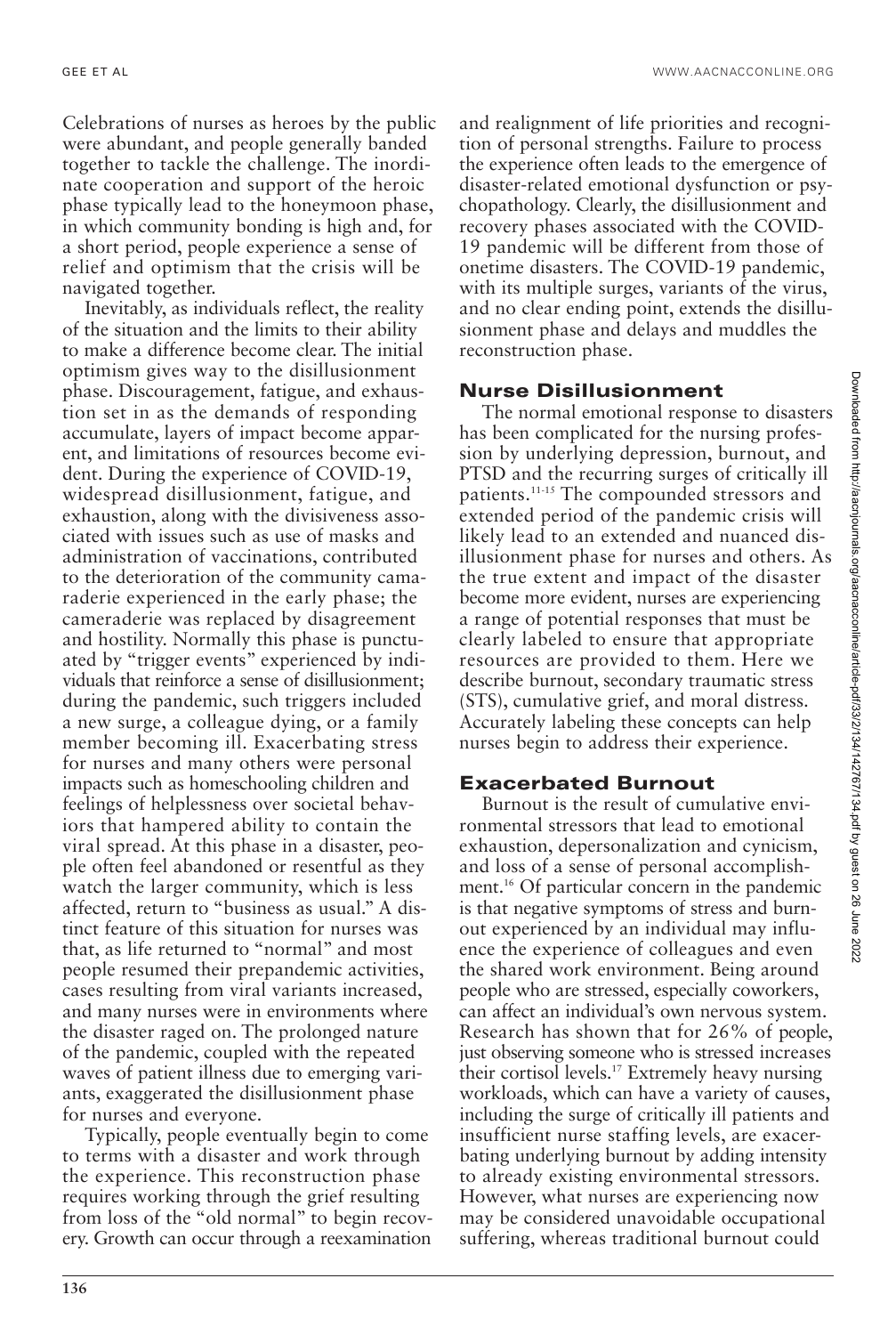Celebrations of nurses as heroes by the public were abundant, and people generally banded together to tackle the challenge. The inordinate cooperation and support of the heroic phase typically lead to the honeymoon phase, in which community bonding is high and, for a short period, people experience a sense of relief and optimism that the crisis will be navigated together.

Inevitably, as individuals reflect, the reality of the situation and the limits to their ability to make a difference become clear. The initial optimism gives way to the disillusionment phase. Discouragement, fatigue, and exhaustion set in as the demands of responding accumulate, layers of impact become apparent, and limitations of resources become evident. During the experience of COVID-19, widespread disillusionment, fatigue, and exhaustion, along with the divisiveness associated with issues such as use of masks and administration of vaccinations, contributed to the deterioration of the community camaraderie experienced in the early phase; the cameraderie was replaced by disagreement and hostility. Normally this phase is punctuated by "trigger events" experienced by individuals that reinforce a sense of disillusionment; during the pandemic, such triggers included a new surge, a colleague dying, or a family member becoming ill. Exacerbating stress for nurses and many others were personal impacts such as homeschooling children and feelings of helplessness over societal behaviors that hampered ability to contain the viral spread. At this phase in a disaster, people often feel abandoned or resentful as they watch the larger community, which is less affected, return to "business as usual." A distinct feature of this situation for nurses was that, as life returned to "normal" and most people resumed their prepandemic activities, cases resulting from viral variants increased, and many nurses were in environments where the disaster raged on. The prolonged nature of the pandemic, coupled with the repeated waves of patient illness due to emerging variants, exaggerated the disillusionment phase for nurses and everyone.

Typically, people eventually begin to come to terms with a disaster and work through the experience. This reconstruction phase requires working through the grief resulting from loss of the "old normal" to begin recovery. Growth can occur through a reexamination and realignment of life priorities and recognition of personal strengths. Failure to process the experience often leads to the emergence of disaster-related emotional dysfunction or psychopathology. Clearly, the disillusionment and recovery phases associated with the COVID-19 pandemic will be different from those of onetime disasters. The COVID-19 pandemic, with its multiple surges, variants of the virus, and no clear ending point, extends the disillusionment phase and delays and muddles the reconstruction phase.

## Nurse Disillusionment

The normal emotional response to disasters has been complicated for the nursing profession by underlying depression, burnout, and PTSD and the recurring surges of critically ill patients.[11-15] The compounded stressors and extended period of the pandemic crisis will likely lead to an extended and nuanced disillusionment phase for nurses and others. As the true extent and impact of the disaster become more evident, nurses are experiencing a range of potential responses that must be clearly labeled to ensure that appropriate resources are provided to them. Here we describe burnout, secondary traumatic stress (STS), cumulative grief, and moral distress. Accurately labeling these concepts can help nurses begin to address their experience.

## Exacerbated Burnout

Burnout is the result of cumulative environmental stressors that lead to emotional exhaustion, depersonalization and cynicism, and loss of a sense of personal accomplishment.[16] Of particular concern in the pandemic is that negative symptoms of stress and burnout experienced by an individual may influence the experience of colleagues and even the shared work environment. Being around people who are stressed, especially coworkers, can affect an individual's own nervous system. Research has shown that for 26% of people, just observing someone who is stressed increases their cortisol levels.[17] Extremely heavy nursing workloads, which can have a variety of causes, including the surge of critically ill patients and insufficient nurse staffing levels, are exacerbating underlying burnout by adding intensity to already existing environmental stressors. However, what nurses are experiencing now may be considered unavoidable occupational suffering, whereas traditional burnout could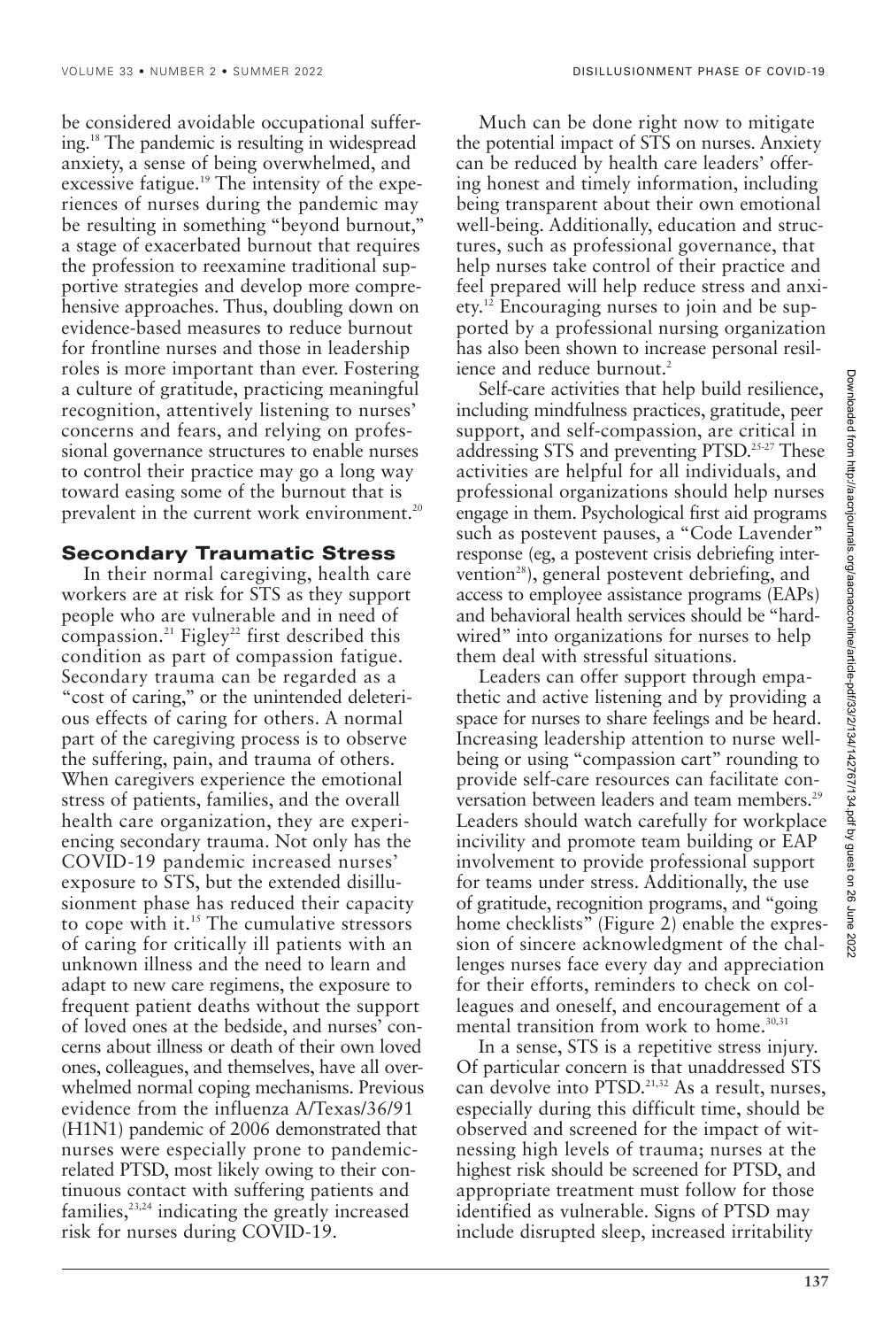be considered avoidable occupational suffering.[18] The pandemic is resulting in widespread anxiety, a sense of being overwhelmed, and excessive fatigue.[19] The intensity of the experiences of nurses during the pandemic may be resulting in something "beyond burnout," a stage of exacerbated burnout that requires the profession to reexamine traditional supportive strategies and develop more comprehensive approaches. Thus, doubling down on evidence-based measures to reduce burnout for frontline nurses and those in leadership roles is more important than ever. Fostering a culture of gratitude, practicing meaningful recognition, attentively listening to nurses' concerns and fears, and relying on professional governance structures to enable nurses to control their practice may go a long way toward easing some of the burnout that is prevalent in the current work environment.[20]

## Secondary Traumatic Stress

In their normal caregiving, health care workers are at risk for STS as they support people who are vulnerable and in need of compassion.[21] Figley[22] first described this condition as part of compassion fatigue. Secondary trauma can be regarded as a "cost of caring," or the unintended deleterious effects of caring for others. A normal part of the caregiving process is to observe the suffering, pain, and trauma of others. When caregivers experience the emotional stress of patients, families, and the overall health care organization, they are experiencing secondary trauma. Not only has the COVID-19 pandemic increased nurses' exposure to STS, but the extended disillusionment phase has reduced their capacity to cope with it.[15] The cumulative stressors of caring for critically ill patients with an unknown illness and the need to learn and adapt to new care regimens, the exposure to frequent patient deaths without the support of loved ones at the bedside, and nurses' concerns about illness or death of their own loved ones, colleagues, and themselves, have all overwhelmed normal coping mechanisms. Previous evidence from the influenza A/Texas/36/91 (H1N1) pandemic of 2006 demonstrated that nurses were especially prone to pandemic-related PTSD, most likely owing to their continuous contact with suffering patients and families,[23,24] indicating the greatly increased risk for nurses during COVID-19.

Much can be done right now to mitigate the potential impact of STS on nurses. Anxiety can be reduced by health care leaders' offering honest and timely information, including being transparent about their own emotional well-being. Additionally, education and structures, such as professional governance, that help nurses take control of their practice and feel prepared will help reduce stress and anxiety.[12] Encouraging nurses to join and be supported by a professional nursing organization has also been shown to increase personal resilience and reduce burnout.[2]

Self-care activities that help build resilience, including mindfulness practices, gratitude, peer support, and self-compassion, are critical in addressing STS and preventing PTSD.[25-27] These activities are helpful for all individuals, and professional organizations should help nurses engage in them. Psychological first aid programs such as postevent pauses, a "Code Lavender" response (eg, a postevent crisis debriefing intervention[28]), general postevent debriefing, and access to employee assistance programs (EAPs) and behavioral health services should be "hardwired" into organizations for nurses to help them deal with stressful situations.

Leaders can offer support through empathetic and active listening and by providing a space for nurses to share feelings and be heard. Increasing leadership attention to nurse well-being or using "compassion cart" rounding to provide self-care resources can facilitate conversation between leaders and team members.[29] Leaders should watch carefully for workplace incivility and promote team building or EAP involvement to provide professional support for teams under stress. Additionally, the use of gratitude, recognition programs, and "going home checklists" (Figure 2) enable the expression of sincere acknowledgment of the challenges nurses face every day and appreciation for their efforts, reminders to check on colleagues and oneself, and encouragement of a mental transition from work to home.[30,31]

In a sense, STS is a repetitive stress injury. Of particular concern is that unaddressed STS can devolve into PTSD.[21,32] As a result, nurses, especially during this difficult time, should be observed and screened for the impact of witnessing high levels of trauma; nurses at the highest risk should be screened for PTSD, and appropriate treatment must follow for those identified as vulnerable. Signs of PTSD may include disrupted sleep, increased irritability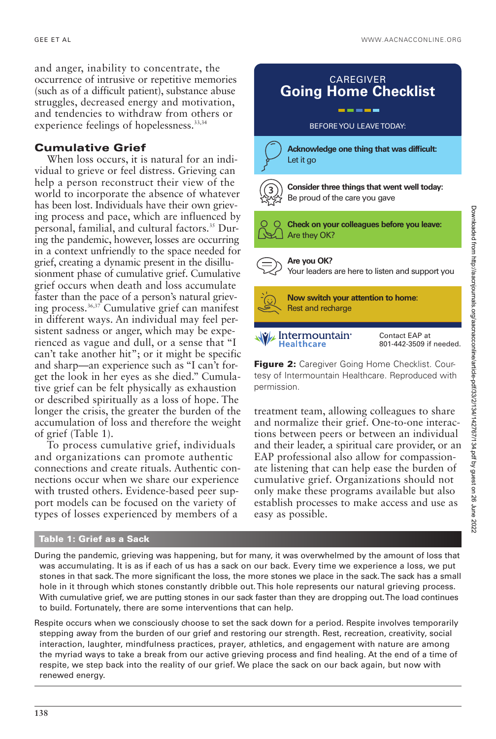and anger, inability to concentrate, the occurrence of intrusive or repetitive memories (such as of a difficult patient), substance abuse struggles, decreased energy and motivation, and tendencies to withdraw from others or experience feelings of hopelessness.[33,34]

## Cumulative Grief

When loss occurs, it is natural for an individual to grieve or feel distress. Grieving can help a person reconstruct their view of the world to incorporate the absence of whatever has been lost. Individuals have their own grieving process and pace, which are influenced by personal, familial, and cultural factors.[35] During the pandemic, however, losses are occurring in a context unfriendly to the space needed for grief, creating a dynamic present in the disillusionment phase of cumulative grief. Cumulative grief occurs when death and loss accumulate faster than the pace of a person's natural grieving process.[36,37] Cumulative grief can manifest in different ways. An individual may feel persistent sadness or anger, which may be experienced as vague and dull, or a sense that "I can't take another hit"; or it might be specific and sharp—an experience such as "I can't forget the look in her eyes as she died." Cumulative grief can be felt physically as exhaustion or described spiritually as a loss of hope. The longer the crisis, the greater the burden of the accumulation of loss and therefore the weight of grief (Table 1).

To process cumulative grief, individuals and organizations can promote authentic connections and create rituals. Authentic connections occur when we share our experience with trusted others. Evidence-based peer support models can be focused on the variety of types of losses experienced by members of a treatment team, allowing colleagues to share and normalize their grief. One-to-one interactions between peers or between an individual and their leader, a spiritual care provider, or an EAP professional also allow for compassionate listening that can help ease the burden of cumulative grief. Organizations should not only make these programs available but also establish processes to make access and use as easy as possible.

CAREGIVER
**Going Home Checklist**

BEFORE YOU LEAVE TODAY:

- **Acknowledge one thing that was difficult:** Let it go
- **Consider three things that went well today:** Be proud of the care you gave
- **Check on your colleagues before you leave:** Are they OK?
- **Are you OK?** Your leaders are here to listen and support you
- **Now switch your attention to home:** Rest and recharge

Intermountain Healthcare — Contact EAP at 801-442-3509 if needed.

**Figure 2:** Caregiver Going Home Checklist. Courtesy of Intermountain Healthcare. Reproduced with permission.

**Table 1: Grief as a Sack**

During the pandemic, grieving was happening, but for many, it was overwhelmed by the amount of loss that was accumulating. It is as if each of us has a sack on our back. Every time we experience a loss, we put stones in that sack. The more significant the loss, the more stones we place in the sack. The sack has a small hole in it through which stones constantly dribble out. This hole represents our natural grieving process. With cumulative grief, we are putting stones in our sack faster than they are dropping out. The load continues to build. Fortunately, there are some interventions that can help.

Respite occurs when we consciously choose to set the sack down for a period. Respite involves temporarily stepping away from the burden of our grief and restoring our strength. Rest, recreation, creativity, social interaction, laughter, mindfulness practices, prayer, athletics, and engagement with nature are among the myriad ways to take a break from our active grieving process and find healing. At the end of a time of respite, we step back into the reality of our grief. We place the sack on our back again, but now with renewed energy.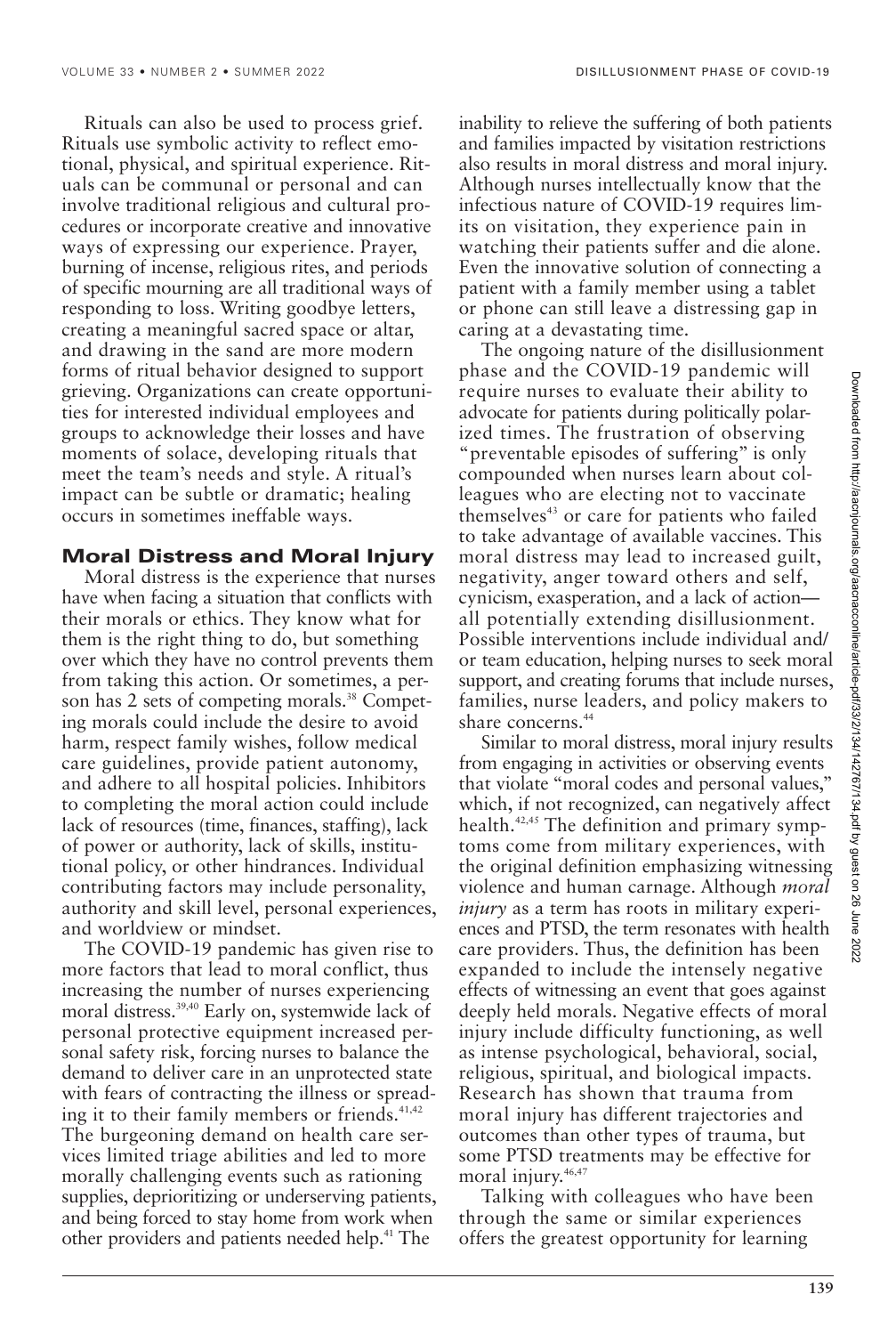Rituals can also be used to process grief. Rituals use symbolic activity to reflect emotional, physical, and spiritual experience. Rituals can be communal or personal and can involve traditional religious and cultural procedures or incorporate creative and innovative ways of expressing our experience. Prayer, burning of incense, religious rites, and periods of specific mourning are all traditional ways of responding to loss. Writing goodbye letters, creating a meaningful sacred space or altar, and drawing in the sand are more modern forms of ritual behavior designed to support grieving. Organizations can create opportunities for interested individual employees and groups to acknowledge their losses and have moments of solace, developing rituals that meet the team's needs and style. A ritual's impact can be subtle or dramatic; healing occurs in sometimes ineffable ways.

## Moral Distress and Moral Injury

Moral distress is the experience that nurses have when facing a situation that conflicts with their morals or ethics. They know what for them is the right thing to do, but something over which they have no control prevents them from taking this action. Or sometimes, a person has 2 sets of competing morals.[38] Competing morals could include the desire to avoid harm, respect family wishes, follow medical care guidelines, provide patient autonomy, and adhere to all hospital policies. Inhibitors to completing the moral action could include lack of resources (time, finances, staffing), lack of power or authority, lack of skills, institutional policy, or other hindrances. Individual contributing factors may include personality, authority and skill level, personal experiences, and worldview or mindset.

The COVID-19 pandemic has given rise to more factors that lead to moral conflict, thus increasing the number of nurses experiencing moral distress.[39,40] Early on, systemwide lack of personal protective equipment increased personal safety risk, forcing nurses to balance the demand to deliver care in an unprotected state with fears of contracting the illness or spreading it to their family members or friends.[41,42] The burgeoning demand on health care services limited triage abilities and led to more morally challenging events such as rationing supplies, deprioritizing or underserving patients, and being forced to stay home from work when other providers and patients needed help.[41] The inability to relieve the suffering of both patients and families impacted by visitation restrictions also results in moral distress and moral injury. Although nurses intellectually know that the infectious nature of COVID-19 requires limits on visitation, they experience pain in watching their patients suffer and die alone. Even the innovative solution of connecting a patient with a family member using a tablet or phone can still leave a distressing gap in caring at a devastating time.

The ongoing nature of the disillusionment phase and the COVID-19 pandemic will require nurses to evaluate their ability to advocate for patients during politically polarized times. The frustration of observing "preventable episodes of suffering" is only compounded when nurses learn about colleagues who are electing not to vaccinate themselves[43] or care for patients who failed to take advantage of available vaccines. This moral distress may lead to increased guilt, negativity, anger toward others and self, cynicism, exasperation, and a lack of action—all potentially extending disillusionment. Possible interventions include individual and/or team education, helping nurses to seek moral support, and creating forums that include nurses, families, nurse leaders, and policy makers to share concerns.[44]

Similar to moral distress, moral injury results from engaging in activities or observing events that violate "moral codes and personal values," which, if not recognized, can negatively affect health.[42,45] The definition and primary symptoms come from military experiences, with the original definition emphasizing witnessing violence and human carnage. Although *moral injury* as a term has roots in military experiences and PTSD, the term resonates with health care providers. Thus, the definition has been expanded to include the intensely negative effects of witnessing an event that goes against deeply held morals. Negative effects of moral injury include difficulty functioning, as well as intense psychological, behavioral, social, religious, spiritual, and biological impacts. Research has shown that trauma from moral injury has different trajectories and outcomes than other types of trauma, but some PTSD treatments may be effective for moral injury.[46,47]

Talking with colleagues who have been through the same or similar experiences offers the greatest opportunity for learning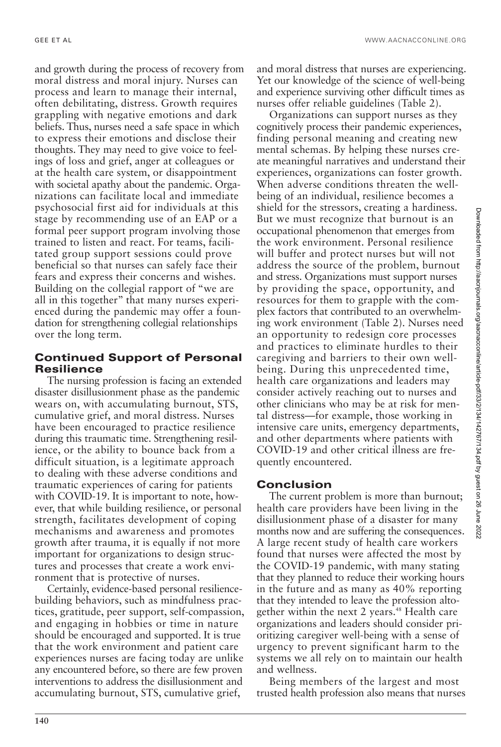and growth during the process of recovery from moral distress and moral injury. Nurses can process and learn to manage their internal, often debilitating, distress. Growth requires grappling with negative emotions and dark beliefs. Thus, nurses need a safe space in which to express their emotions and disclose their thoughts. They may need to give voice to feelings of loss and grief, anger at colleagues or at the health care system, or disappointment with societal apathy about the pandemic. Organizations can facilitate local and immediate psychosocial first aid for individuals at this stage by recommending use of an EAP or a formal peer support program involving those trained to listen and react. For teams, facilitated group support sessions could prove beneficial so that nurses can safely face their fears and express their concerns and wishes. Building on the collegial rapport of "we are all in this together" that many nurses experienced during the pandemic may offer a foundation for strengthening collegial relationships over the long term.

## Continued Support of Personal Resilience

The nursing profession is facing an extended disaster disillusionment phase as the pandemic wears on, with accumulating burnout, STS, cumulative grief, and moral distress. Nurses have been encouraged to practice resilience during this traumatic time. Strengthening resilience, or the ability to bounce back from a difficult situation, is a legitimate approach to dealing with these adverse conditions and traumatic experiences of caring for patients with COVID-19. It is important to note, however, that while building resilience, or personal strength, facilitates development of coping mechanisms and awareness and promotes growth after trauma, it is equally if not more important for organizations to design structures and processes that create a work environment that is protective of nurses.

Certainly, evidence-based personal resilience-building behaviors, such as mindfulness practices, gratitude, peer support, self-compassion, and engaging in hobbies or time in nature should be encouraged and supported. It is true that the work environment and patient care experiences nurses are facing today are unlike any encountered before, so there are few proven interventions to address the disillusionment and accumulating burnout, STS, cumulative grief, and moral distress that nurses are experiencing. Yet our knowledge of the science of well-being and experience surviving other difficult times as nurses offer reliable guidelines (Table 2).

Organizations can support nurses as they cognitively process their pandemic experiences, finding personal meaning and creating new mental schemas. By helping these nurses create meaningful narratives and understand their experiences, organizations can foster growth. When adverse conditions threaten the well-being of an individual, resilience becomes a shield for the stressors, creating a hardiness. But we must recognize that burnout is an occupational phenomenon that emerges from the work environment. Personal resilience will buffer and protect nurses but will not address the source of the problem, burnout and stress. Organizations must support nurses by providing the space, opportunity, and resources for them to grapple with the complex factors that contributed to an overwhelming work environment (Table 2). Nurses need an opportunity to redesign core processes and practices to eliminate hurdles to their caregiving and barriers to their own well-being. During this unprecedented time, health care organizations and leaders may consider actively reaching out to nurses and other clinicians who may be at risk for mental distress—for example, those working in intensive care units, emergency departments, and other departments where patients with COVID-19 and other critical illness are frequently encountered.

## Conclusion

The current problem is more than burnout; health care providers have been living in the disillusionment phase of a disaster for many months now and are suffering the consequences. A large recent study of health care workers found that nurses were affected the most by the COVID-19 pandemic, with many stating that they planned to reduce their working hours in the future and as many as 40% reporting that they intended to leave the profession altogether within the next 2 years.[48] Health care organizations and leaders should consider prioritizing caregiver well-being with a sense of urgency to prevent significant harm to the systems we all rely on to maintain our health and wellness.

Being members of the largest and most trusted health profession also means that nurses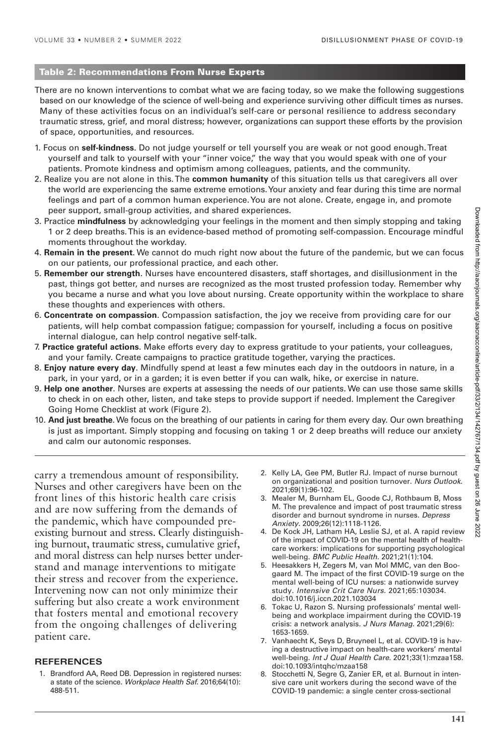**Table 2: Recommendations From Nurse Experts**

There are no known interventions to combat what we are facing today, so we make the following suggestions based on our knowledge of the science of well-being and experience surviving other difficult times as nurses. Many of these activities focus on an individual's self-care or personal resilience to address secondary traumatic stress, grief, and moral distress; however, organizations can support these efforts by the provision of space, opportunities, and resources.

1. Focus on **self-kindness**. Do not judge yourself or tell yourself you are weak or not good enough. Treat yourself and talk to yourself with your "inner voice," the way that you would speak with one of your patients. Promote kindness and optimism among colleagues, patients, and the community.
2. Realize you are not alone in this. The **common humanity** of this situation tells us that caregivers all over the world are experiencing the same extreme emotions. Your anxiety and fear during this time are normal feelings and part of a common human experience. You are not alone. Create, engage in, and promote peer support, small-group activities, and shared experiences.
3. Practice **mindfulness** by acknowledging your feelings in the moment and then simply stopping and taking 1 or 2 deep breaths. This is an evidence-based method of promoting self-compassion. Encourage mindful moments throughout the workday.
4. **Remain in the present**. We cannot do much right now about the future of the pandemic, but we can focus on our patients, our professional practice, and each other.
5. **Remember our strength**. Nurses have encountered disasters, staff shortages, and disillusionment in the past, things got better, and nurses are recognized as the most trusted profession today. Remember why you became a nurse and what you love about nursing. Create opportunity within the workplace to share these thoughts and experiences with others.
6. **Concentrate on compassion**. Compassion satisfaction, the joy we receive from providing care for our patients, will help combat compassion fatigue; compassion for yourself, including a focus on positive internal dialogue, can help control negative self-talk.
7. **Practice grateful actions**. Make efforts every day to express gratitude to your patients, your colleagues, and your family. Create campaigns to practice gratitude together, varying the practices.
8. **Enjoy nature every day**. Mindfully spend at least a few minutes each day in the outdoors in nature, in a park, in your yard, or in a garden; it is even better if you can walk, hike, or exercise in nature.
9. **Help one another**. Nurses are experts at assessing the needs of our patients. We can use those same skills to check in on each other, listen, and take steps to provide support if needed. Implement the Caregiver Going Home Checklist at work (Figure 2).
10. **And just breathe**. We focus on the breathing of our patients in caring for them every day. Our own breathing is just as important. Simply stopping and focusing on taking 1 or 2 deep breaths will reduce our anxiety and calm our autonomic responses.

carry a tremendous amount of responsibility. Nurses and other caregivers have been on the front lines of this historic health care crisis and are now suffering from the demands of the pandemic, which have compounded preexisting burnout and stress. Clearly distinguishing burnout, traumatic stress, cumulative grief, and moral distress can help nurses better understand and manage interventions to mitigate their stress and recover from the experience. Intervening now can not only minimize their suffering but also create a work environment that fosters mental and emotional recovery from the ongoing challenges of delivering patient care.

## REFERENCES

1. Brandford AA, Reed DB. Depression in registered nurses: a state of the science. *Workplace Health Saf.* 2016;64(10): 488-511.
2. Kelly LA, Gee PM, Butler RJ. Impact of nurse burnout on organizational and position turnover. *Nurs Outlook.* 2021;69(1):96-102.
3. Mealer M, Burnham EL, Goode CJ, Rothbaum B, Moss M. The prevalence and impact of post traumatic stress disorder and burnout syndrome in nurses. *Depress Anxiety.* 2009;26(12):1118-1126.
4. De Kock JH, Latham HA, Leslie SJ, et al. A rapid review of the impact of COVID-19 on the mental health of healthcare workers: implications for supporting psychological well-being. *BMC Public Health.* 2021;21(1):104.
5. Heesakkers H, Zegers M, van Mol MMC, van den Boogaard M. The impact of the first COVID-19 surge on the mental well-being of ICU nurses: a nationwide survey study. *Intensive Crit Care Nurs.* 2021;65:103034. doi:10.1016/j.iccn.2021.103034
6. Tokac U, Razon S. Nursing professionals' mental wellbeing and workplace impairment during the COVID-19 crisis: a network analysis. *J Nurs Manag.* 2021;29(6): 1653-1659.
7. Vanhaecht K, Seys D, Bruyneel L, et al. COVID-19 is having a destructive impact on health-care workers' mental well-being. *Int J Qual Health Care.* 2021;33(1):mzaa158. doi:10.1093/intqhc/mzaa158
8. Stocchetti N, Segre G, Zanier ER, et al. Burnout in intensive care unit workers during the second wave of the COVID-19 pandemic: a single center cross-sectional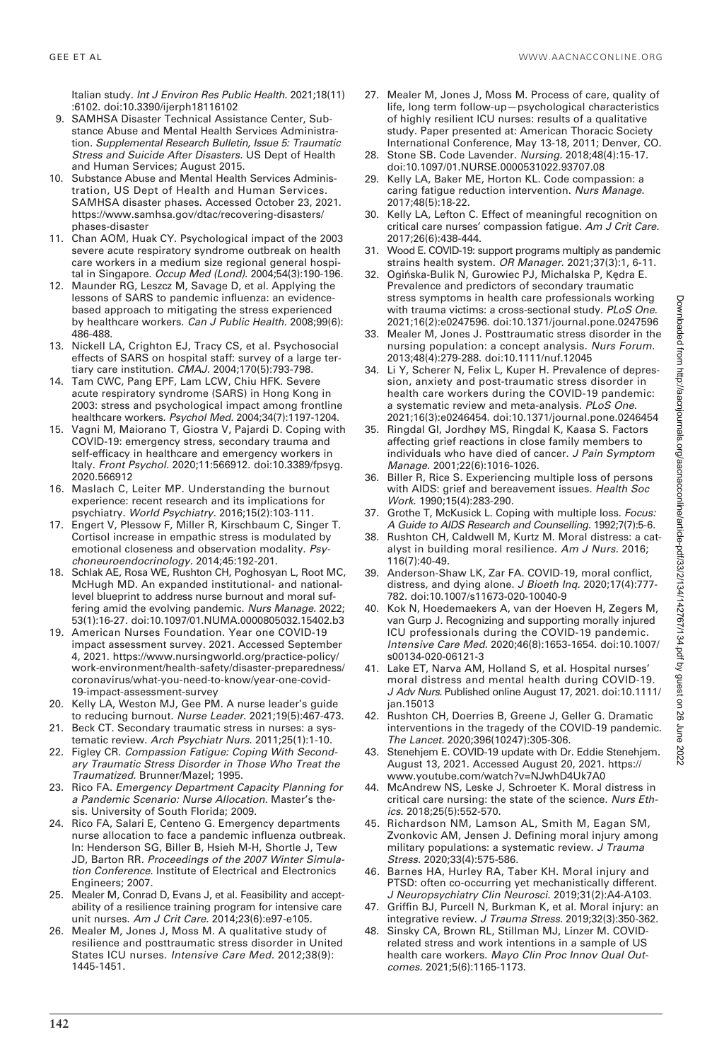Italian study. *Int J Environ Res Public Health.* 2021;18(11):6102. doi:10.3390/ijerph18116102

9. SAMHSA Disaster Technical Assistance Center, Substance Abuse and Mental Health Services Administration. *Supplemental Research Bulletin, Issue 5: Traumatic Stress and Suicide After Disasters.* US Dept of Health and Human Services; August 2015.
10. Substance Abuse and Mental Health Services Administration, US Dept of Health and Human Services. SAMHSA disaster phases. Accessed October 23, 2021. https://www.samhsa.gov/dtac/recovering-disasters/phases-disaster
11. Chan AOM, Huak CY. Psychological impact of the 2003 severe acute respiratory syndrome outbreak on health care workers in a medium size regional general hospital in Singapore. *Occup Med (Lond).* 2004;54(3):190-196.
12. Maunder RG, Leszcz M, Savage D, et al. Applying the lessons of SARS to pandemic influenza: an evidence-based approach to mitigating the stress experienced by healthcare workers. *Can J Public Health.* 2008;99(6):486-488.
13. Nickell LA, Crighton EJ, Tracy CS, et al. Psychosocial effects of SARS on hospital staff: survey of a large tertiary care institution. *CMAJ.* 2004;170(5):793-798.
14. Tam CWC, Pang EPF, Lam LCW, Chiu HFK. Severe acute respiratory syndrome (SARS) in Hong Kong in 2003: stress and psychological impact among frontline healthcare workers. *Psychol Med.* 2004;34(7):1197-1204.
15. Vagni M, Maiorano T, Giostra V, Pajardi D. Coping with COVID-19: emergency stress, secondary trauma and self-efficacy in healthcare and emergency workers in Italy. *Front Psychol.* 2020;11:566912. doi:10.3389/fpsyg.2020.566912
16. Maslach C, Leiter MP. Understanding the burnout experience: recent research and its implications for psychiatry. *World Psychiatry.* 2016;15(2):103-111.
17. Engert V, Plessow F, Miller R, Kirschbaum C, Singer T. Cortisol increase in empathic stress is modulated by emotional closeness and observation modality. *Psychoneuroendocrinology.* 2014;45:192-201.
18. Schlak AE, Rosa WE, Rushton CH, Poghosyan L, Root MC, McHugh MD. An expanded institutional- and national-level blueprint to address nurse burnout and moral suffering amid the evolving pandemic. *Nurs Manage.* 2022;53(1):16-27. doi:10.1097/01.NUMA.0000805032.15402.b3
19. American Nurses Foundation. Year one COVID-19 impact assessment survey. 2021. Accessed September 4, 2021. https://www.nursingworld.org/practice-policy/work-environment/health-safety/disaster-preparedness/coronavirus/what-you-need-to-know/year-one-covid-19-impact-assessment-survey
20. Kelly LA, Weston MJ, Gee PM. A nurse leader's guide to reducing burnout. *Nurse Leader.* 2021;19(5):467-473.
21. Beck CT. Secondary traumatic stress in nurses: a systematic review. *Arch Psychiatr Nurs.* 2011;25(1):1-10.
22. Figley CR. *Compassion Fatigue: Coping With Secondary Traumatic Stress Disorder in Those Who Treat the Traumatized.* Brunner/Mazel; 1995.
23. Rico FA. *Emergency Department Capacity Planning for a Pandemic Scenario: Nurse Allocation.* Master's thesis. University of South Florida; 2009.
24. Rico FA, Salari E, Centeno G. Emergency departments nurse allocation to face a pandemic influenza outbreak. In: Henderson SG, Biller B, Hsieh M-H, Shortle J, Tew JD, Barton RR. *Proceedings of the 2007 Winter Simulation Conference.* Institute of Electrical and Electronics Engineers; 2007.
25. Mealer M, Conrad D, Evans J, et al. Feasibility and acceptability of a resilience training program for intensive care unit nurses. *Am J Crit Care.* 2014;23(6):e97-e105.
26. Mealer M, Jones J, Moss M. A qualitative study of resilience and posttraumatic stress disorder in United States ICU nurses. *Intensive Care Med.* 2012;38(9):1445-1451.
27. Mealer M, Jones J, Moss M. Process of care, quality of life, long term follow-up—psychological characteristics of highly resilient ICU nurses: results of a qualitative study. Paper presented at: American Thoracic Society International Conference, May 13-18, 2011; Denver, CO.
28. Stone SB. Code Lavender. *Nursing.* 2018;48(4):15-17. doi:10.1097/01.NURSE.0000531022.93707.08
29. Kelly LA, Baker ME, Horton KL. Code compassion: a caring fatigue reduction intervention. *Nurs Manage.* 2017;48(5):18-22.
30. Kelly LA, Lefton C. Effect of meaningful recognition on critical care nurses' compassion fatigue. *Am J Crit Care.* 2017;26(6):438-444.
31. Wood E. COVID-19: support programs multiply as pandemic strains health system. *OR Manager.* 2021;37(3):1, 6-11.
32. Ogińska-Bulik N, Gurowiec PJ, Michalska P, Kędra E. Prevalence and predictors of secondary traumatic stress symptoms in health care professionals working with trauma victims: a cross-sectional study. *PLoS One.* 2021;16(2):e0247596. doi:10.1371/journal.pone.0247596
33. Mealer M, Jones J. Posttraumatic stress disorder in the nursing population: a concept analysis. *Nurs Forum.* 2013;48(4):279-288. doi:10.1111/nuf.12045
34. Li Y, Scherer N, Felix L, Kuper H. Prevalence of depression, anxiety and post-traumatic stress disorder in health care workers during the COVID-19 pandemic: a systematic review and meta-analysis. *PLoS One.* 2021;16(3):e0246454. doi:10.1371/journal.pone.0246454
35. Ringdal GI, Jordhøy MS, Ringdal K, Kaasa S. Factors affecting grief reactions in close family members to individuals who have died of cancer. *J Pain Symptom Manage.* 2001;22(6):1016-1026.
36. Biller R, Rice S. Experiencing multiple loss of persons with AIDS: grief and bereavement issues. *Health Soc Work.* 1990;15(4):283-290.
37. Grothe T, McKusick L. Coping with multiple loss. *Focus: A Guide to AIDS Research and Counselling.* 1992;7(7):5-6.
38. Rushton CH, Caldwell M, Kurtz M. Moral distress: a catalyst in building moral resilience. *Am J Nurs.* 2016;116(7):40-49.
39. Anderson-Shaw LK, Zar FA. COVID-19, moral conflict, distress, and dying alone. *J Bioeth Inq.* 2020;17(4):777-782. doi:10.1007/s11673-020-10040-9
40. Kok N, Hoedemaekers A, van der Hoeven H, Zegers M, van Gurp J. Recognizing and supporting morally injured ICU professionals during the COVID-19 pandemic. *Intensive Care Med.* 2020;46(8):1653-1654. doi:10.1007/s00134-020-06121-3
41. Lake ET, Narva AM, Holland S, et al. Hospital nurses' moral distress and mental health during COVID-19. *J Adv Nurs.* Published online August 17, 2021. doi:10.1111/jan.15013
42. Rushton CH, Doerries B, Greene J, Geller G. Dramatic interventions in the tragedy of the COVID-19 pandemic. *The Lancet.* 2020;396(10247):305-306.
43. Stenehjem E. COVID-19 update with Dr. Eddie Stenehjem. August 13, 2021. Accessed August 20, 2021. https://www.youtube.com/watch?v=NJwhD4Uk7A0
44. McAndrew NS, Leske J, Schroeter K. Moral distress in critical care nursing: the state of the science. *Nurs Ethics.* 2018;25(5):552-570.
45. Richardson NM, Lamson AL, Smith M, Eagan SM, Zvonkovic AM, Jensen J. Defining moral injury among military populations: a systematic review. *J Trauma Stress.* 2020;33(4):575-586.
46. Barnes HA, Hurley RA, Taber KH. Moral injury and PTSD: often co-occurring yet mechanistically different. *J Neuropsychiatry Clin Neurosci.* 2019;31(2):A4-A103.
47. Griffin BJ, Purcell N, Burkman K, et al. Moral injury: an integrative review. *J Trauma Stress.* 2019;32(3):350-362.
48. Sinsky CA, Brown RL, Stillman MJ, Linzer M. COVID-related stress and work intentions in a sample of US health care workers. *Mayo Clin Proc Innov Qual Outcomes.* 2021;5(6):1165-1173.